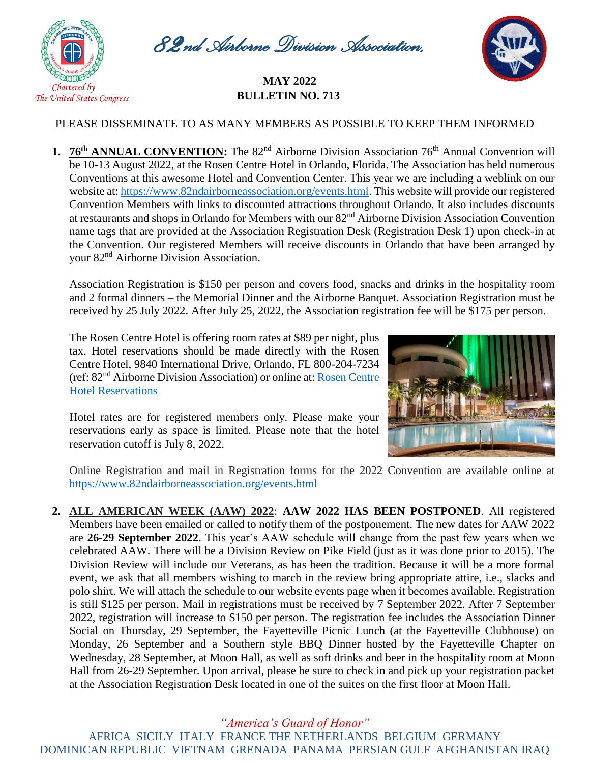# *82nd Airborne Division Association*

*Chartered by The United States Congress*

**MAY 2022**
**BULLETIN NO. 713**

PLEASE DISSEMINATE TO AS MANY MEMBERS AS POSSIBLE TO KEEP THEM INFORMED

1. **76th ANNUAL CONVENTION:** The 82nd Airborne Division Association 76th Annual Convention will be 10-13 August 2022, at the Rosen Centre Hotel in Orlando, Florida. The Association has held numerous Conventions at this awesome Hotel and Convention Center. This year we are including a weblink on our website at: https://www.82ndairborneassociation.org/events.html. This website will provide our registered Convention Members with links to discounted attractions throughout Orlando. It also includes discounts at restaurants and shops in Orlando for Members with our 82nd Airborne Division Association Convention name tags that are provided at the Association Registration Desk (Registration Desk 1) upon check-in at the Convention. Our registered Members will receive discounts in Orlando that have been arranged by your 82nd Airborne Division Association.

   Association Registration is $150 per person and covers food, snacks and drinks in the hospitality room and 2 formal dinners – the Memorial Dinner and the Airborne Banquet. Association Registration must be received by 25 July 2022. After July 25, 2022, the Association registration fee will be $175 per person.

   The Rosen Centre Hotel is offering room rates at $89 per night, plus tax. Hotel reservations should be made directly with the Rosen Centre Hotel, 9840 International Drive, Orlando, FL 800-204-7234 (ref: 82nd Airborne Division Association) or online at: Rosen Centre Hotel Reservations

   Hotel rates are for registered members only. Please make your reservations early as space is limited. Please note that the hotel reservation cutoff is July 8, 2022.

   Online Registration and mail in Registration forms for the 2022 Convention are available online at https://www.82ndairborneassociation.org/events.html

2. **ALL AMERICAN WEEK (AAW) 2022**: **AAW 2022 HAS BEEN POSTPONED**. All registered Members have been emailed or called to notify them of the postponement. The new dates for AAW 2022 are **26-29 September 2022**. This year's AAW schedule will change from the past few years when we celebrated AAW. There will be a Division Review on Pike Field (just as it was done prior to 2015). The Division Review will include our Veterans, as has been the tradition. Because it will be a more formal event, we ask that all members wishing to march in the review bring appropriate attire, i.e., slacks and polo shirt. We will attach the schedule to our website events page when it becomes available. Registration is still $125 per person. Mail in registrations must be received by 7 September 2022. After 7 September 2022, registration will increase to $150 per person. The registration fee includes the Association Dinner Social on Thursday, 29 September, the Fayetteville Picnic Lunch (at the Fayetteville Clubhouse) on Monday, 26 September and a Southern style BBQ Dinner hosted by the Fayetteville Chapter on Wednesday, 28 September, at Moon Hall, as well as soft drinks and beer in the hospitality room at Moon Hall from 26-29 September. Upon arrival, please be sure to check in and pick up your registration packet at the Association Registration Desk located in one of the suites on the first floor at Moon Hall.

*"America's Guard of Honor"*

AFRICA SICILY ITALY FRANCE THE NETHERLANDS BELGIUM GERMANY DOMINICAN REPUBLIC VIETNAM GRENADA PANAMA PERSIAN GULF AFGHANISTAN IRAQ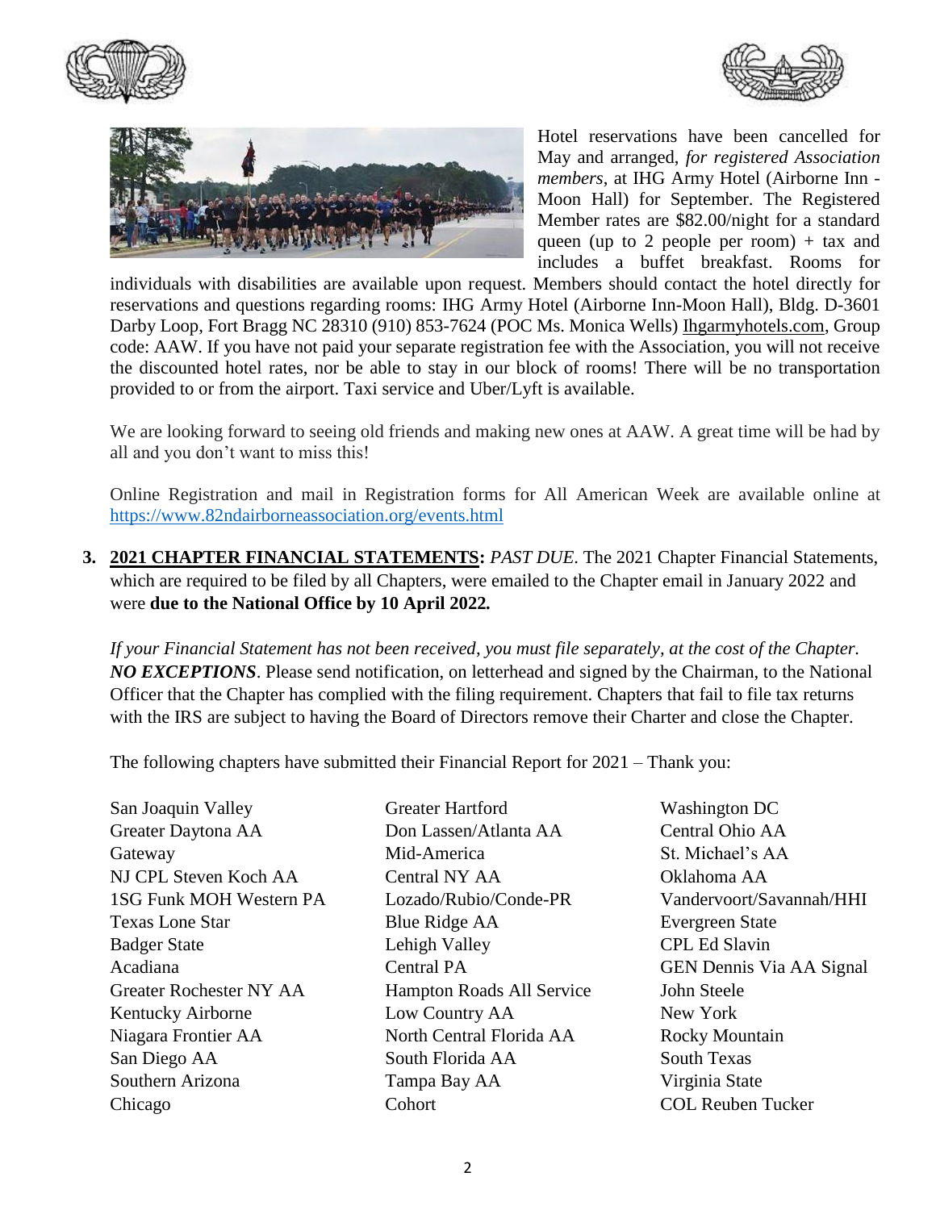Hotel reservations have been cancelled for May and arranged, *for registered Association members*, at IHG Army Hotel (Airborne Inn - Moon Hall) for September. The Registered Member rates are $82.00/night for a standard queen (up to 2 people per room) + tax and includes a buffet breakfast. Rooms for individuals with disabilities are available upon request. Members should contact the hotel directly for reservations and questions regarding rooms: IHG Army Hotel (Airborne Inn-Moon Hall), Bldg. D-3601 Darby Loop, Fort Bragg NC 28310 (910) 853-7624 (POC Ms. Monica Wells) Ihgarmyhotels.com, Group code: AAW. If you have not paid your separate registration fee with the Association, you will not receive the discounted hotel rates, nor be able to stay in our block of rooms! There will be no transportation provided to or from the airport. Taxi service and Uber/Lyft is available.

We are looking forward to seeing old friends and making new ones at AAW. A great time will be had by all and you don't want to miss this!

Online Registration and mail in Registration forms for All American Week are available online at https://www.82ndairborneassociation.org/events.html

3. **2021 CHAPTER FINANCIAL STATEMENTS:** *PAST DUE*. The 2021 Chapter Financial Statements, which are required to be filed by all Chapters, were emailed to the Chapter email in January 2022 and were **due to the National Office by 10 April 2022.**

*If your Financial Statement has not been received, you must file separately, at the cost of the Chapter.* ***NO EXCEPTIONS***. Please send notification, on letterhead and signed by the Chairman, to the National Officer that the Chapter has complied with the filing requirement. Chapters that fail to file tax returns with the IRS are subject to having the Board of Directors remove their Charter and close the Chapter.

The following chapters have submitted their Financial Report for 2021 – Thank you:

San Joaquin Valley
Greater Daytona AA
Gateway
NJ CPL Steven Koch AA
1SG Funk MOH Western PA
Texas Lone Star
Badger State
Acadiana
Greater Rochester NY AA
Kentucky Airborne
Niagara Frontier AA
San Diego AA
Southern Arizona
Chicago
Greater Hartford
Don Lassen/Atlanta AA
Mid-America
Central NY AA
Lozado/Rubio/Conde-PR
Blue Ridge AA
Lehigh Valley
Central PA
Hampton Roads All Service
Low Country AA
North Central Florida AA
South Florida AA
Tampa Bay AA
Cohort
Washington DC
Central Ohio AA
St. Michael's AA
Oklahoma AA
Vandervoort/Savannah/HHI
Evergreen State
CPL Ed Slavin
GEN Dennis Via AA Signal
John Steele
New York
Rocky Mountain
South Texas
Virginia State
COL Reuben Tucker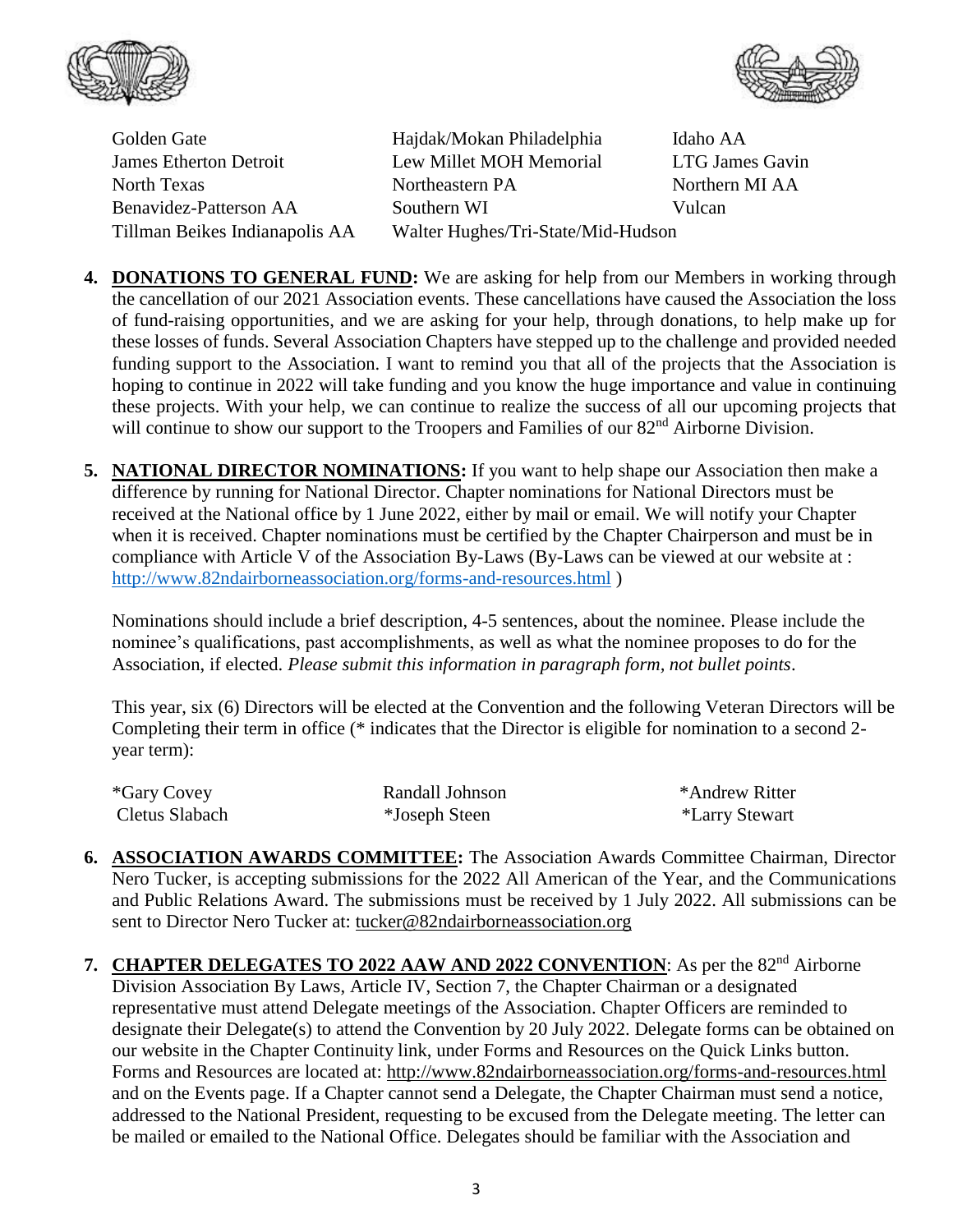| | | |
|---|---|---|
| Golden Gate | Hajdak/Mokan Philadelphia | Idaho AA |
| James Etherton Detroit | Lew Millet MOH Memorial | LTG James Gavin |
| North Texas | Northeastern PA | Northern MI AA |
| Benavidez-Patterson AA | Southern WI | Vulcan |
| Tillman Beikes Indianapolis AA | Walter Hughes/Tri-State/Mid-Hudson | |

4. **DONATIONS TO GENERAL FUND:** We are asking for help from our Members in working through the cancellation of our 2021 Association events. These cancellations have caused the Association the loss of fund-raising opportunities, and we are asking for your help, through donations, to help make up for these losses of funds. Several Association Chapters have stepped up to the challenge and provided needed funding support to the Association. I want to remind you that all of the projects that the Association is hoping to continue in 2022 will take funding and you know the huge importance and value in continuing these projects. With your help, we can continue to realize the success of all our upcoming projects that will continue to show our support to the Troopers and Families of our 82nd Airborne Division.

5. **NATIONAL DIRECTOR NOMINATIONS:** If you want to help shape our Association then make a difference by running for National Director. Chapter nominations for National Directors must be received at the National office by 1 June 2022, either by mail or email. We will notify your Chapter when it is received. Chapter nominations must be certified by the Chapter Chairperson and must be in compliance with Article V of the Association By-Laws (By-Laws can be viewed at our website at : http://www.82ndairborneassociation.org/forms-and-resources.html )

   Nominations should include a brief description, 4-5 sentences, about the nominee. Please include the nominee's qualifications, past accomplishments, as well as what the nominee proposes to do for the Association, if elected. *Please submit this information in paragraph form, not bullet points*.

   This year, six (6) Directors will be elected at the Convention and the following Veteran Directors will be Completing their term in office (* indicates that the Director is eligible for nomination to a second 2-year term):

   | | | |
   |---|---|---|
   | *Gary Covey | Randall Johnson | *Andrew Ritter |
   | Cletus Slabach | *Joseph Steen | *Larry Stewart |

6. **ASSOCIATION AWARDS COMMITTEE:** The Association Awards Committee Chairman, Director Nero Tucker, is accepting submissions for the 2022 All American of the Year, and the Communications and Public Relations Award. The submissions must be received by 1 July 2022. All submissions can be sent to Director Nero Tucker at: tucker@82ndairborneassociation.org

7. **CHAPTER DELEGATES TO 2022 AAW AND 2022 CONVENTION**: As per the 82nd Airborne Division Association By Laws, Article IV, Section 7, the Chapter Chairman or a designated representative must attend Delegate meetings of the Association. Chapter Officers are reminded to designate their Delegate(s) to attend the Convention by 20 July 2022. Delegate forms can be obtained on our website in the Chapter Continuity link, under Forms and Resources on the Quick Links button. Forms and Resources are located at: http://www.82ndairborneassociation.org/forms-and-resources.html and on the Events page. If a Chapter cannot send a Delegate, the Chapter Chairman must send a notice, addressed to the National President, requesting to be excused from the Delegate meeting. The letter can be mailed or emailed to the National Office. Delegates should be familiar with the Association and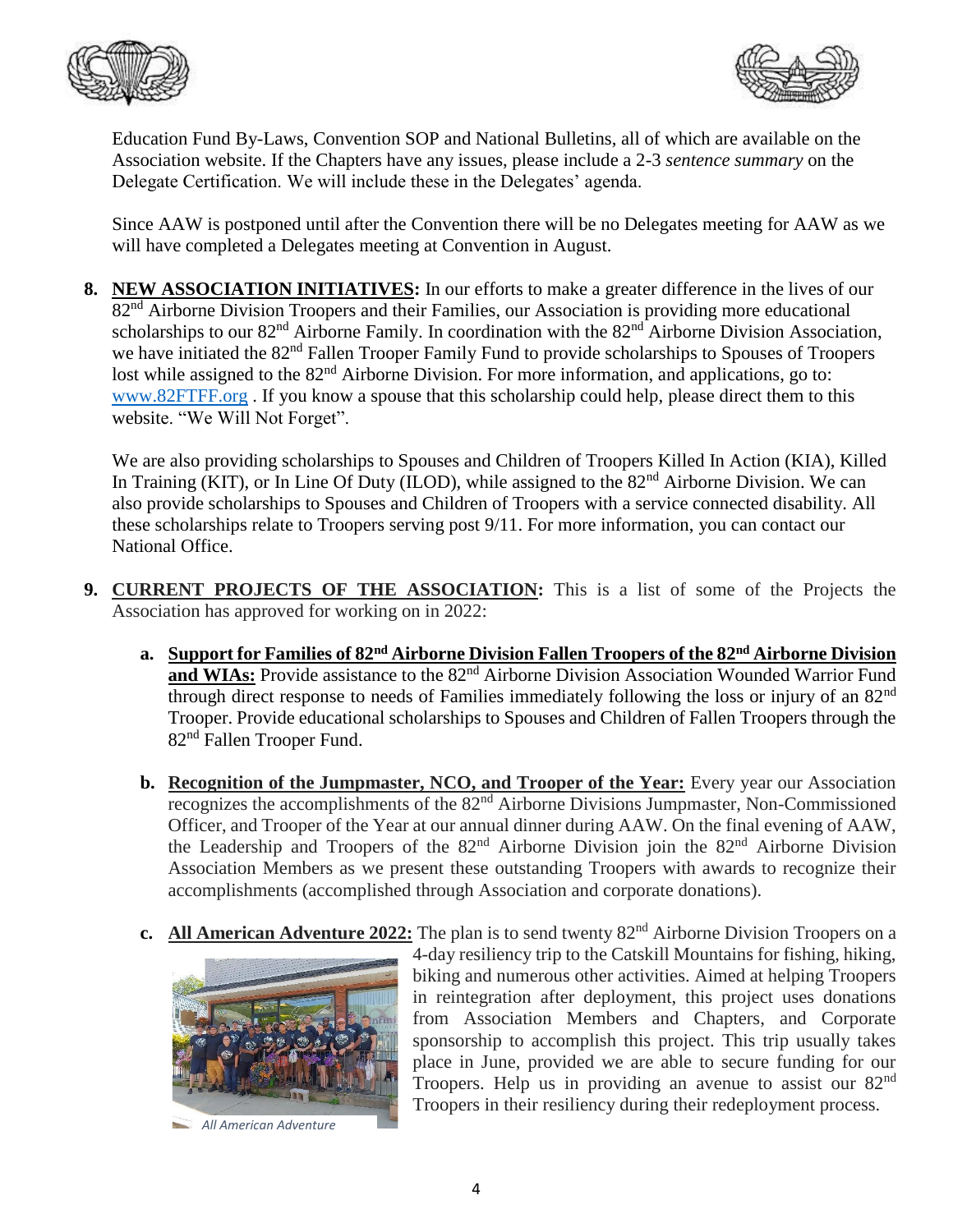Education Fund By-Laws, Convention SOP and National Bulletins, all of which are available on the Association website. If the Chapters have any issues, please include a 2-3 *sentence summary* on the Delegate Certification. We will include these in the Delegates' agenda.

Since AAW is postponed until after the Convention there will be no Delegates meeting for AAW as we will have completed a Delegates meeting at Convention in August.

**8. NEW ASSOCIATION INITIATIVES:** In our efforts to make a greater difference in the lives of our 82nd Airborne Division Troopers and their Families, our Association is providing more educational scholarships to our 82nd Airborne Family. In coordination with the 82nd Airborne Division Association, we have initiated the 82nd Fallen Trooper Family Fund to provide scholarships to Spouses of Troopers lost while assigned to the 82nd Airborne Division. For more information, and applications, go to: www.82FTFF.org . If you know a spouse that this scholarship could help, please direct them to this website. "We Will Not Forget".

We are also providing scholarships to Spouses and Children of Troopers Killed In Action (KIA), Killed In Training (KIT), or In Line Of Duty (ILOD), while assigned to the 82nd Airborne Division. We can also provide scholarships to Spouses and Children of Troopers with a service connected disability. All these scholarships relate to Troopers serving post 9/11. For more information, you can contact our National Office.

**9. CURRENT PROJECTS OF THE ASSOCIATION:** This is a list of some of the Projects the Association has approved for working on in 2022:

- **a. Support for Families of 82nd Airborne Division Fallen Troopers of the 82nd Airborne Division and WIAs:** Provide assistance to the 82nd Airborne Division Association Wounded Warrior Fund through direct response to needs of Families immediately following the loss or injury of an 82nd Trooper. Provide educational scholarships to Spouses and Children of Fallen Troopers through the 82nd Fallen Trooper Fund.

- **b. Recognition of the Jumpmaster, NCO, and Trooper of the Year:** Every year our Association recognizes the accomplishments of the 82nd Airborne Divisions Jumpmaster, Non-Commissioned Officer, and Trooper of the Year at our annual dinner during AAW. On the final evening of AAW, the Leadership and Troopers of the 82nd Airborne Division join the 82nd Airborne Division Association Members as we present these outstanding Troopers with awards to recognize their accomplishments (accomplished through Association and corporate donations).

- **c. All American Adventure 2022:** The plan is to send twenty 82nd Airborne Division Troopers on a 4-day resiliency trip to the Catskill Mountains for fishing, hiking, biking and numerous other activities. Aimed at helping Troopers in reintegration after deployment, this project uses donations from Association Members and Chapters, and Corporate sponsorship to accomplish this project. This trip usually takes place in June, provided we are able to secure funding for our Troopers. Help us in providing an avenue to assist our 82nd Troopers in their resiliency during their redeployment process.

*All American Adventure*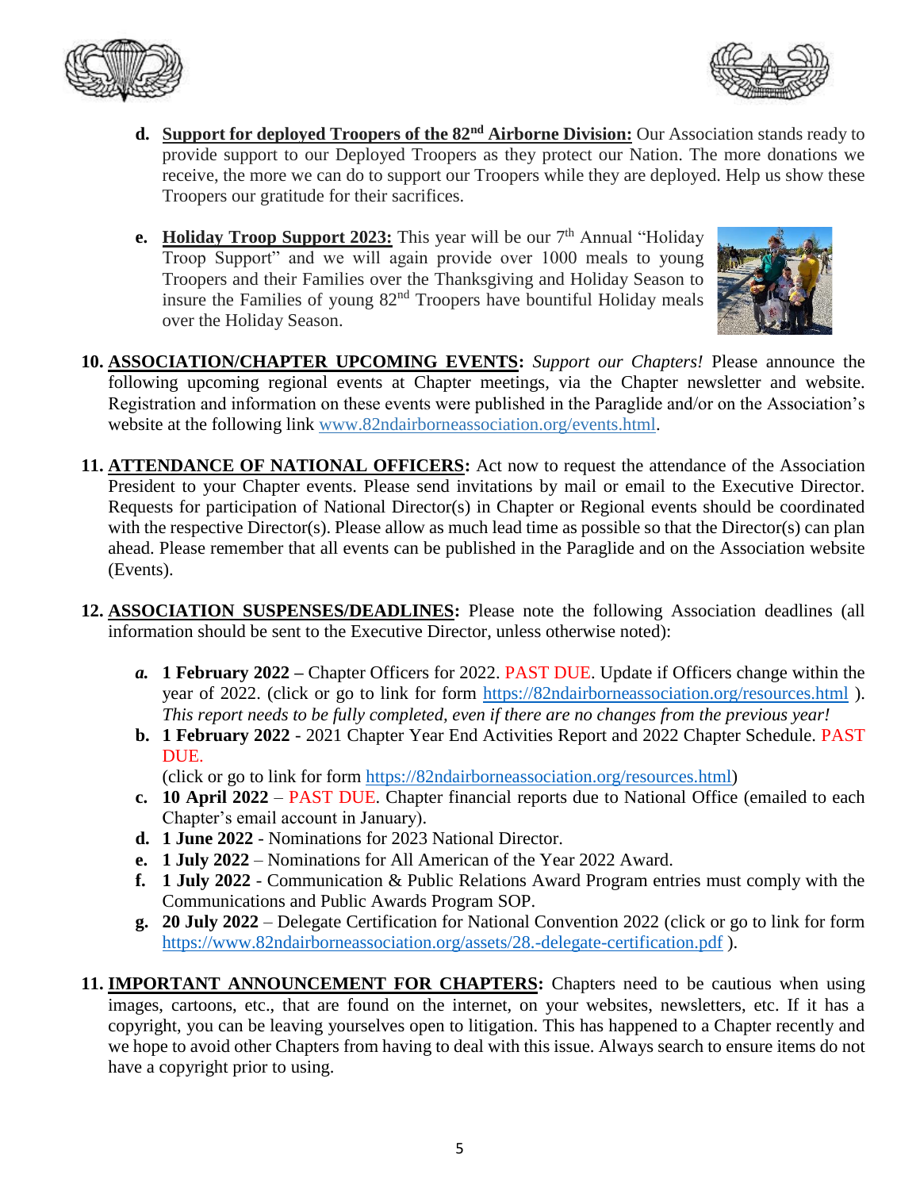d. **Support for deployed Troopers of the 82nd Airborne Division:** Our Association stands ready to provide support to our Deployed Troopers as they protect our Nation. The more donations we receive, the more we can do to support our Troopers while they are deployed. Help us show these Troopers our gratitude for their sacrifices.

e. **Holiday Troop Support 2023:** This year will be our 7th Annual "Holiday Troop Support" and we will again provide over 1000 meals to young Troopers and their Families over the Thanksgiving and Holiday Season to insure the Families of young 82nd Troopers have bountiful Holiday meals over the Holiday Season.

**10. ASSOCIATION/CHAPTER UPCOMING EVENTS:** *Support our Chapters!* Please announce the following upcoming regional events at Chapter meetings, via the Chapter newsletter and website. Registration and information on these events were published in the Paraglide and/or on the Association's website at the following link www.82ndairborneassociation.org/events.html.

**11. ATTENDANCE OF NATIONAL OFFICERS:** Act now to request the attendance of the Association President to your Chapter events. Please send invitations by mail or email to the Executive Director. Requests for participation of National Director(s) in Chapter or Regional events should be coordinated with the respective Director(s). Please allow as much lead time as possible so that the Director(s) can plan ahead. Please remember that all events can be published in the Paraglide and on the Association website (Events).

**12. ASSOCIATION SUSPENSES/DEADLINES:** Please note the following Association deadlines (all information should be sent to the Executive Director, unless otherwise noted):

*a.* **1 February 2022 –** Chapter Officers for 2022. PAST DUE. Update if Officers change within the year of 2022. (click or go to link for form https://82ndairborneassociation.org/resources.html ). *This report needs to be fully completed, even if there are no changes from the previous year!*

b. **1 February 2022** - 2021 Chapter Year End Activities Report and 2022 Chapter Schedule. PAST DUE.
(click or go to link for form https://82ndairborneassociation.org/resources.html)

c. **10 April 2022** – PAST DUE. Chapter financial reports due to National Office (emailed to each Chapter's email account in January).

d. **1 June 2022** - Nominations for 2023 National Director.

e. **1 July 2022** – Nominations for All American of the Year 2022 Award.

f. **1 July 2022** - Communication & Public Relations Award Program entries must comply with the Communications and Public Awards Program SOP.

g. **20 July 2022** – Delegate Certification for National Convention 2022 (click or go to link for form https://www.82ndairborneassociation.org/assets/28.-delegate-certification.pdf ).

**11. IMPORTANT ANNOUNCEMENT FOR CHAPTERS:** Chapters need to be cautious when using images, cartoons, etc., that are found on the internet, on your websites, newsletters, etc. If it has a copyright, you can be leaving yourselves open to litigation. This has happened to a Chapter recently and we hope to avoid other Chapters from having to deal with this issue. Always search to ensure items do not have a copyright prior to using.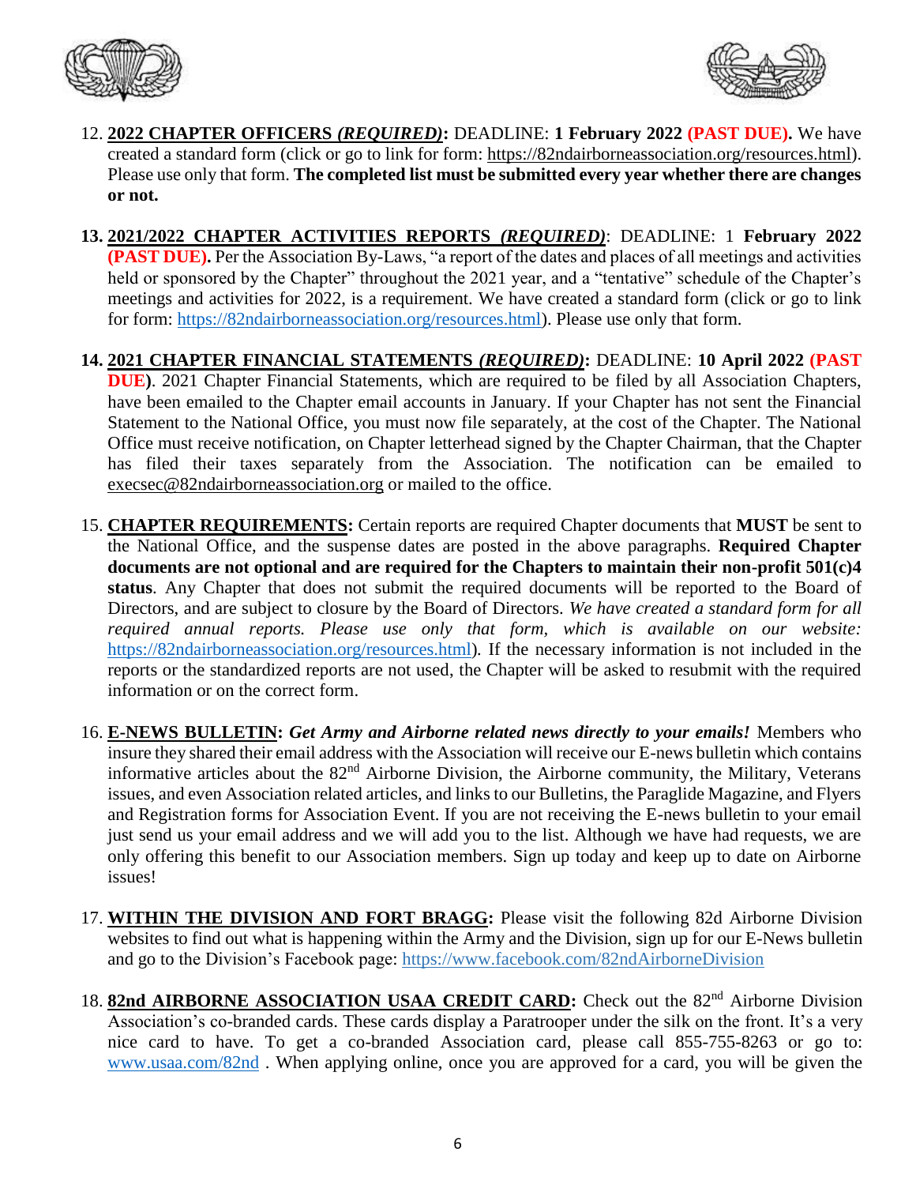12. **2022 CHAPTER OFFICERS _(REQUIRED)_:** DEADLINE: **1 February 2022 (PAST DUE).** We have created a standard form (click or go to link for form: https://82ndairborneassociation.org/resources.html). Please use only that form. **The completed list must be submitted every year whether there are changes or not.**

13. **2021/2022 CHAPTER ACTIVITIES REPORTS _(REQUIRED)_**: DEADLINE: 1 **February 2022 (PAST DUE).** Per the Association By-Laws, "a report of the dates and places of all meetings and activities held or sponsored by the Chapter" throughout the 2021 year, and a "tentative" schedule of the Chapter's meetings and activities for 2022, is a requirement. We have created a standard form (click or go to link for form: https://82ndairborneassociation.org/resources.html). Please use only that form.

14. **2021 CHAPTER FINANCIAL STATEMENTS _(REQUIRED)_:** DEADLINE: **10 April 2022 (PAST DUE)**. 2021 Chapter Financial Statements, which are required to be filed by all Association Chapters, have been emailed to the Chapter email accounts in January. If your Chapter has not sent the Financial Statement to the National Office, you must now file separately, at the cost of the Chapter. The National Office must receive notification, on Chapter letterhead signed by the Chapter Chairman, that the Chapter has filed their taxes separately from the Association. The notification can be emailed to execsec@82ndairborneassociation.org or mailed to the office.

15. **CHAPTER REQUIREMENTS:** Certain reports are required Chapter documents that **MUST** be sent to the National Office, and the suspense dates are posted in the above paragraphs. **Required Chapter documents are not optional and are required for the Chapters to maintain their non-profit 501(c)4 status**. Any Chapter that does not submit the required documents will be reported to the Board of Directors, and are subject to closure by the Board of Directors. *We have created a standard form for all required annual reports. Please use only that form, which is available on our website:* https://82ndairborneassociation.org/resources.html). If the necessary information is not included in the reports or the standardized reports are not used, the Chapter will be asked to resubmit with the required information or on the correct form.

16. **E-NEWS BULLETIN:** ***Get Army and Airborne related news directly to your emails!*** Members who insure they shared their email address with the Association will receive our E-news bulletin which contains informative articles about the 82nd Airborne Division, the Airborne community, the Military, Veterans issues, and even Association related articles, and links to our Bulletins, the Paraglide Magazine, and Flyers and Registration forms for Association Event. If you are not receiving the E-news bulletin to your email just send us your email address and we will add you to the list. Although we have had requests, we are only offering this benefit to our Association members. Sign up today and keep up to date on Airborne issues!

17. **WITHIN THE DIVISION AND FORT BRAGG:** Please visit the following 82d Airborne Division websites to find out what is happening within the Army and the Division, sign up for our E-News bulletin and go to the Division's Facebook page: https://www.facebook.com/82ndAirborneDivision

18. **82nd AIRBORNE ASSOCIATION USAA CREDIT CARD:** Check out the 82nd Airborne Division Association's co-branded cards. These cards display a Paratrooper under the silk on the front. It's a very nice card to have. To get a co-branded Association card, please call 855-755-8263 or go to: www.usaa.com/82nd . When applying online, once you are approved for a card, you will be given the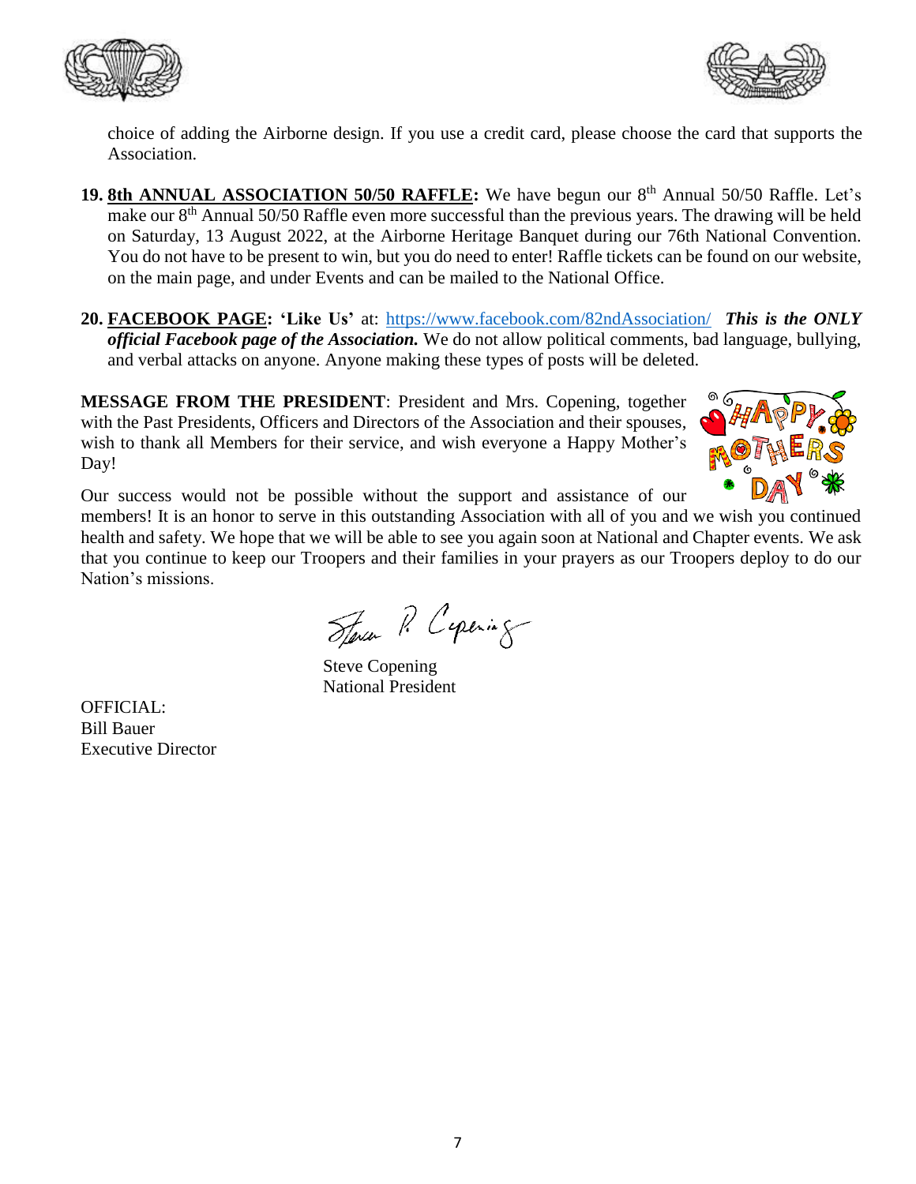choice of adding the Airborne design. If you use a credit card, please choose the card that supports the Association.

19. **8th ANNUAL ASSOCIATION 50/50 RAFFLE:** We have begun our 8th Annual 50/50 Raffle. Let's make our 8th Annual 50/50 Raffle even more successful than the previous years. The drawing will be held on Saturday, 13 August 2022, at the Airborne Heritage Banquet during our 76th National Convention. You do not have to be present to win, but you do need to enter! Raffle tickets can be found on our website, on the main page, and under Events and can be mailed to the National Office.

20. **FACEBOOK PAGE: 'Like Us'** at: https://www.facebook.com/82ndAssociation/ ***This is the ONLY official Facebook page of the Association.*** We do not allow political comments, bad language, bullying, and verbal attacks on anyone. Anyone making these types of posts will be deleted.

**MESSAGE FROM THE PRESIDENT**: President and Mrs. Copening, together with the Past Presidents, Officers and Directors of the Association and their spouses, wish to thank all Members for their service, and wish everyone a Happy Mother's Day!

Our success would not be possible without the support and assistance of our members! It is an honor to serve in this outstanding Association with all of you and we wish you continued health and safety. We hope that we will be able to see you again soon at National and Chapter events. We ask that you continue to keep our Troopers and their families in your prayers as our Troopers deploy to do our Nation's missions.

Steve Copening
National President

OFFICIAL:
Bill Bauer
Executive Director